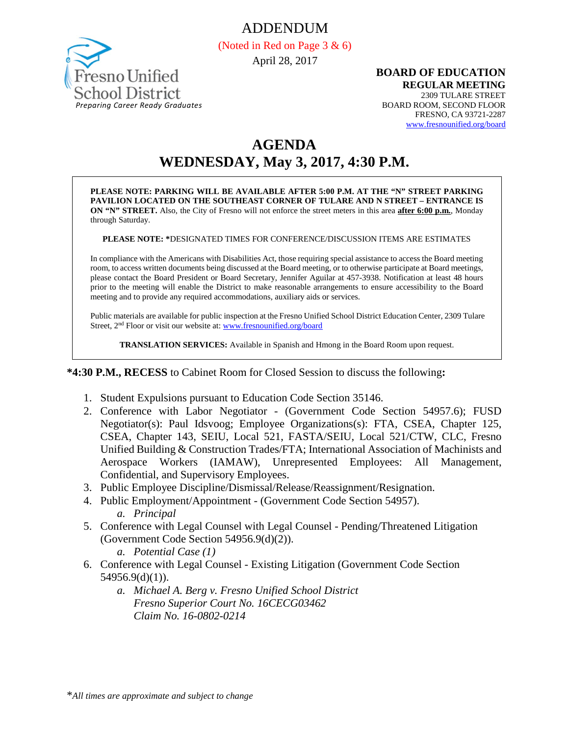# ADDENDUM

(Noted in Red on Page 3 & 6)

April 28, 2017

Fresno Unified School District

*Preparing Career Ready Graduates*

**BOARD OF EDUCATION**
**REGULAR MEETING**
2309 TULARE STREET
BOARD ROOM, SECOND FLOOR
FRESNO, CA 93721-2287
www.fresnounified.org/board

# AGENDA
## WEDNESDAY, May 3, 2017, 4:30 P.M.

**PLEASE NOTE: PARKING WILL BE AVAILABLE AFTER 5:00 P.M. AT THE "N" STREET PARKING PAVILION LOCATED ON THE SOUTHEAST CORNER OF TULARE AND N STREET – ENTRANCE IS ON "N" STREET.** Also, the City of Fresno will not enforce the street meters in this area **after 6:00 p.m.**, Monday through Saturday.

**PLEASE NOTE: ***DESIGNATED TIMES FOR CONFERENCE/DISCUSSION ITEMS ARE ESTIMATES

In compliance with the Americans with Disabilities Act, those requiring special assistance to access the Board meeting room, to access written documents being discussed at the Board meeting, or to otherwise participate at Board meetings, please contact the Board President or Board Secretary, Jennifer Aguilar at 457-3938. Notification at least 48 hours prior to the meeting will enable the District to make reasonable arrangements to ensure accessibility to the Board meeting and to provide any required accommodations, auxiliary aids or services.

Public materials are available for public inspection at the Fresno Unified School District Education Center, 2309 Tulare Street, 2nd Floor or visit our website at: www.fresnounified.org/board

**TRANSLATION SERVICES:** Available in Spanish and Hmong in the Board Room upon request.

**\*4:30 P.M., RECESS** to Cabinet Room for Closed Session to discuss the following**:**

1. Student Expulsions pursuant to Education Code Section 35146.
2. Conference with Labor Negotiator - (Government Code Section 54957.6); FUSD Negotiator(s): Paul Idsvoog; Employee Organizations(s): FTA, CSEA, Chapter 125, CSEA, Chapter 143, SEIU, Local 521, FASTA/SEIU, Local 521/CTW, CLC, Fresno Unified Building & Construction Trades/FTA; International Association of Machinists and Aerospace Workers (IAMAW), Unrepresented Employees: All Management, Confidential, and Supervisory Employees.
3. Public Employee Discipline/Dismissal/Release/Reassignment/Resignation.
4. Public Employment/Appointment - (Government Code Section 54957).
   a. *Principal*
5. Conference with Legal Counsel with Legal Counsel - Pending/Threatened Litigation (Government Code Section 54956.9(d)(2)).
   a. *Potential Case (1)*
6. Conference with Legal Counsel - Existing Litigation (Government Code Section 54956.9(d)(1)).
   a. *Michael A. Berg v. Fresno Unified School District*
      *Fresno Superior Court No. 16CECG03462*
      *Claim No. 16-0802-0214*

\**All times are approximate and subject to change*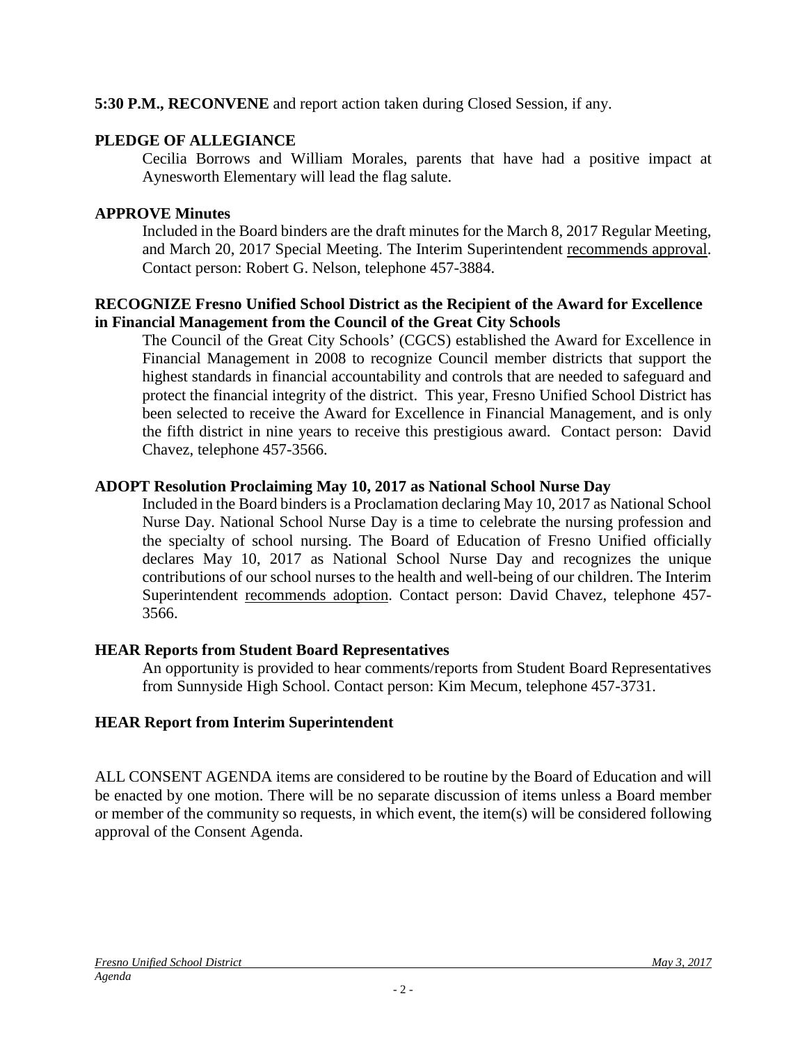**5:30 P.M., RECONVENE** and report action taken during Closed Session, if any.

**PLEDGE OF ALLEGIANCE**

Cecilia Borrows and William Morales, parents that have had a positive impact at Aynesworth Elementary will lead the flag salute.

**APPROVE Minutes**

Included in the Board binders are the draft minutes for the March 8, 2017 Regular Meeting, and March 20, 2017 Special Meeting. The Interim Superintendent recommends approval. Contact person: Robert G. Nelson, telephone 457-3884.

**RECOGNIZE Fresno Unified School District as the Recipient of the Award for Excellence in Financial Management from the Council of the Great City Schools**

The Council of the Great City Schools' (CGCS) established the Award for Excellence in Financial Management in 2008 to recognize Council member districts that support the highest standards in financial accountability and controls that are needed to safeguard and protect the financial integrity of the district. This year, Fresno Unified School District has been selected to receive the Award for Excellence in Financial Management, and is only the fifth district in nine years to receive this prestigious award. Contact person: David Chavez, telephone 457-3566.

**ADOPT Resolution Proclaiming May 10, 2017 as National School Nurse Day**

Included in the Board binders is a Proclamation declaring May 10, 2017 as National School Nurse Day. National School Nurse Day is a time to celebrate the nursing profession and the specialty of school nursing. The Board of Education of Fresno Unified officially declares May 10, 2017 as National School Nurse Day and recognizes the unique contributions of our school nurses to the health and well-being of our children. The Interim Superintendent recommends adoption. Contact person: David Chavez, telephone 457-3566.

**HEAR Reports from Student Board Representatives**

An opportunity is provided to hear comments/reports from Student Board Representatives from Sunnyside High School. Contact person: Kim Mecum, telephone 457-3731.

**HEAR Report from Interim Superintendent**

ALL CONSENT AGENDA items are considered to be routine by the Board of Education and will be enacted by one motion. There will be no separate discussion of items unless a Board member or member of the community so requests, in which event, the item(s) will be considered following approval of the Consent Agenda.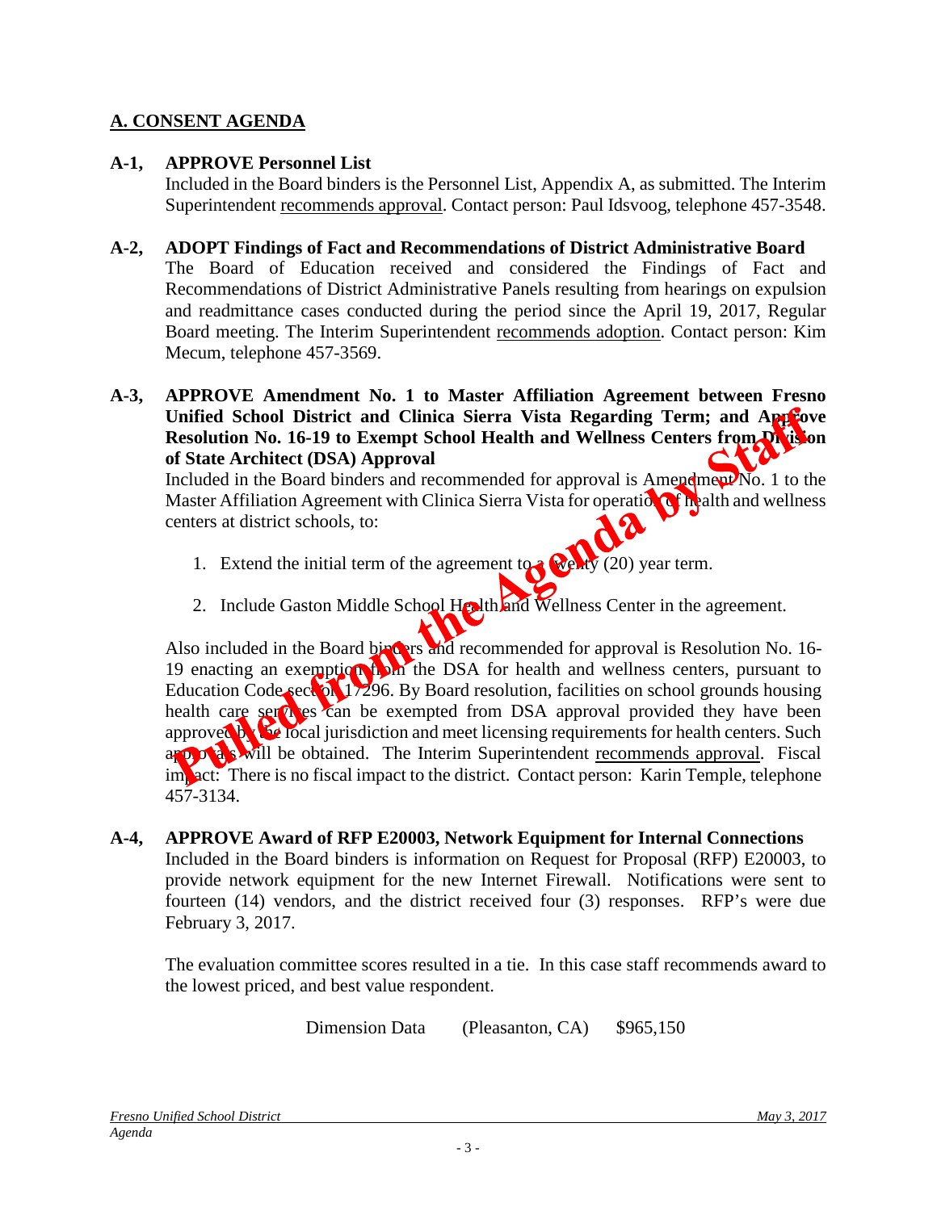## A. CONSENT AGENDA

**A-1, APPROVE Personnel List**
Included in the Board binders is the Personnel List, Appendix A, as submitted. The Interim Superintendent recommends approval. Contact person: Paul Idsvoog, telephone 457-3548.

**A-2, ADOPT Findings of Fact and Recommendations of District Administrative Board**
The Board of Education received and considered the Findings of Fact and Recommendations of District Administrative Panels resulting from hearings on expulsion and readmittance cases conducted during the period since the April 19, 2017, Regular Board meeting. The Interim Superintendent recommends adoption. Contact person: Kim Mecum, telephone 457-3569.

**A-3, APPROVE Amendment No. 1 to Master Affiliation Agreement between Fresno Unified School District and Clinica Sierra Vista Regarding Term; and Approve Resolution No. 16-19 to Exempt School Health and Wellness Centers from Division of State Architect (DSA) Approval**

**Pulled from the Agenda by Staff**

Included in the Board binders and recommended for approval is Amendment No. 1 to the Master Affiliation Agreement with Clinica Sierra Vista for operation of health and wellness centers at district schools, to:

1. Extend the initial term of the agreement to a twenty (20) year term.
2. Include Gaston Middle School Health and Wellness Center in the agreement.

Also included in the Board binders and recommended for approval is Resolution No. 16-19 enacting an exemption from the DSA for health and wellness centers, pursuant to Education Code section 17296. By Board resolution, facilities on school grounds housing health care services can be exempted from DSA approval provided they have been approved by the local jurisdiction and meet licensing requirements for health centers. Such approvals will be obtained. The Interim Superintendent recommends approval. Fiscal impact: There is no fiscal impact to the district. Contact person: Karin Temple, telephone 457-3134.

**A-4, APPROVE Award of RFP E20003, Network Equipment for Internal Connections**
Included in the Board binders is information on Request for Proposal (RFP) E20003, to provide network equipment for the new Internet Firewall. Notifications were sent to fourteen (14) vendors, and the district received four (3) responses. RFP's were due February 3, 2017.

The evaluation committee scores resulted in a tie. In this case staff recommends award to the lowest priced, and best value respondent.

Dimension Data (Pleasanton, CA) $965,150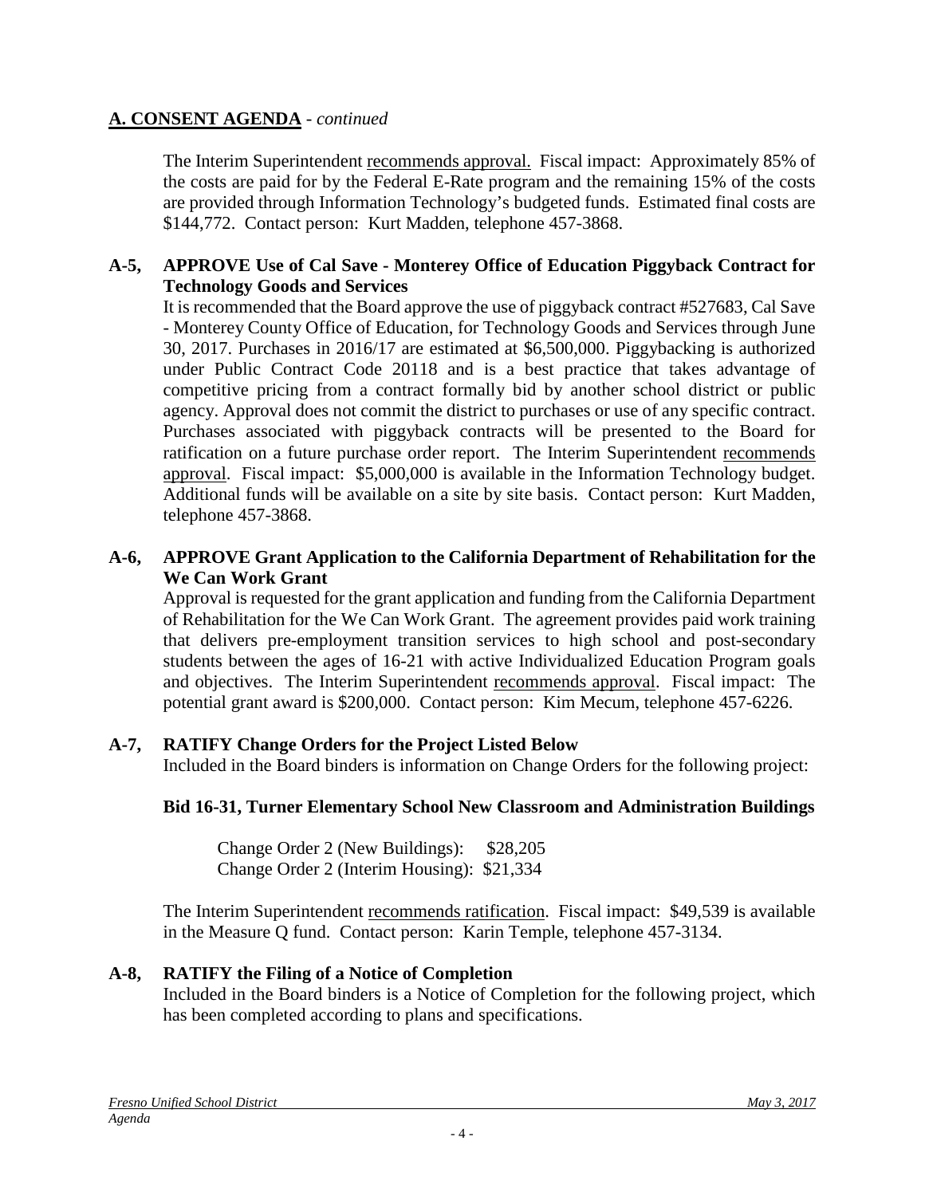## A. CONSENT AGENDA - *continued*

The Interim Superintendent recommends approval. Fiscal impact: Approximately 85% of the costs are paid for by the Federal E-Rate program and the remaining 15% of the costs are provided through Information Technology's budgeted funds. Estimated final costs are $144,772. Contact person: Kurt Madden, telephone 457-3868.

**A-5, APPROVE Use of Cal Save - Monterey Office of Education Piggyback Contract for Technology Goods and Services**

It is recommended that the Board approve the use of piggyback contract #527683, Cal Save - Monterey County Office of Education, for Technology Goods and Services through June 30, 2017. Purchases in 2016/17 are estimated at $6,500,000. Piggybacking is authorized under Public Contract Code 20118 and is a best practice that takes advantage of competitive pricing from a contract formally bid by another school district or public agency. Approval does not commit the district to purchases or use of any specific contract. Purchases associated with piggyback contracts will be presented to the Board for ratification on a future purchase order report. The Interim Superintendent recommends approval. Fiscal impact: $5,000,000 is available in the Information Technology budget. Additional funds will be available on a site by site basis. Contact person: Kurt Madden, telephone 457-3868.

**A-6, APPROVE Grant Application to the California Department of Rehabilitation for the We Can Work Grant**

Approval is requested for the grant application and funding from the California Department of Rehabilitation for the We Can Work Grant. The agreement provides paid work training that delivers pre-employment transition services to high school and post-secondary students between the ages of 16-21 with active Individualized Education Program goals and objectives. The Interim Superintendent recommends approval. Fiscal impact: The potential grant award is $200,000. Contact person: Kim Mecum, telephone 457-6226.

**A-7, RATIFY Change Orders for the Project Listed Below**

Included in the Board binders is information on Change Orders for the following project:

**Bid 16-31, Turner Elementary School New Classroom and Administration Buildings**

Change Order 2 (New Buildings): $28,205
Change Order 2 (Interim Housing): $21,334

The Interim Superintendent recommends ratification. Fiscal impact: $49,539 is available in the Measure Q fund. Contact person: Karin Temple, telephone 457-3134.

**A-8, RATIFY the Filing of a Notice of Completion**

Included in the Board binders is a Notice of Completion for the following project, which has been completed according to plans and specifications.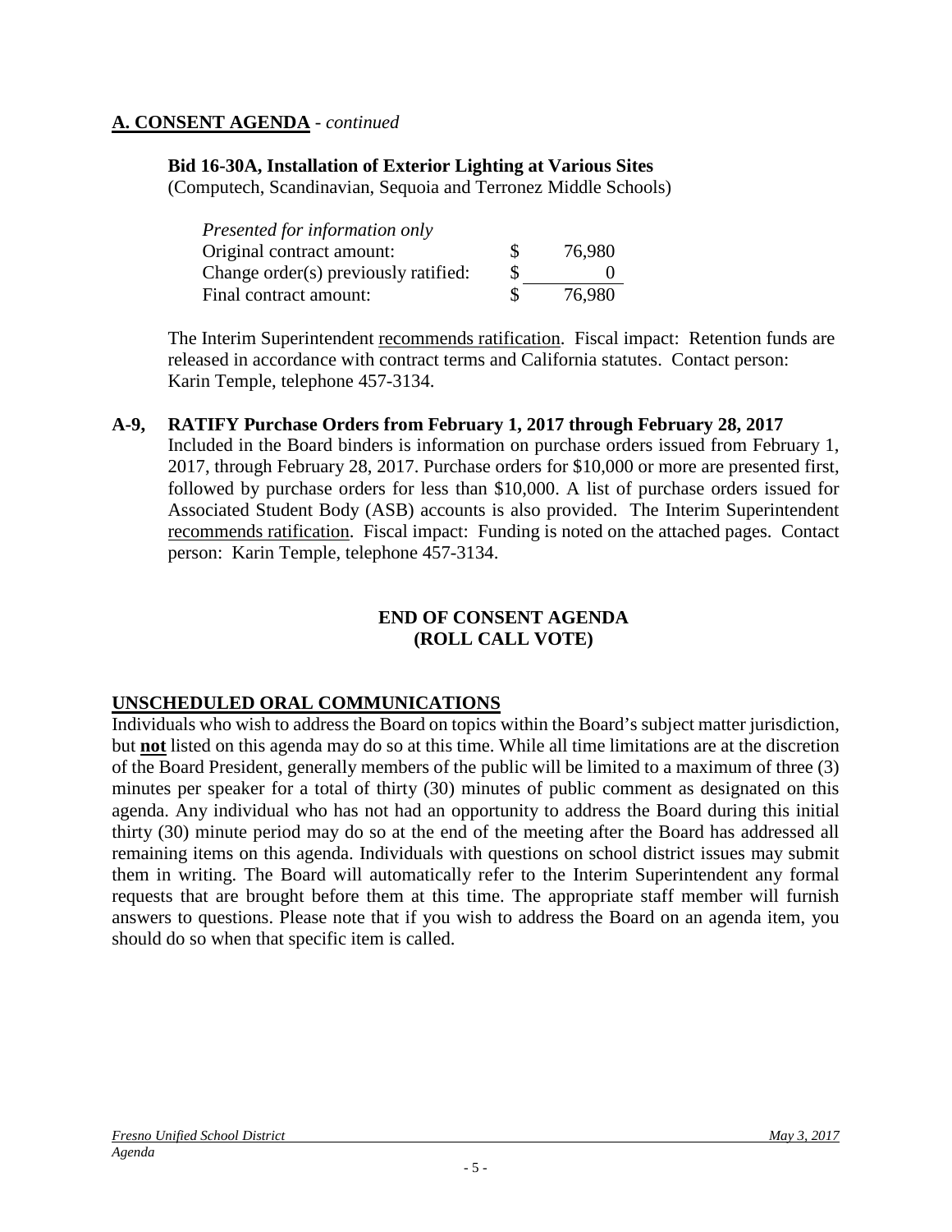## A. CONSENT AGENDA - *continued*

**Bid 16-30A, Installation of Exterior Lighting at Various Sites**
(Computech, Scandinavian, Sequoia and Terronez Middle Schools)

| *Presented for information only* | | |
|---|---|---|
| Original contract amount: | $ | 76,980 |
| Change order(s) previously ratified: | $ | 0 |
| Final contract amount: | $ | 76,980 |

The Interim Superintendent recommends ratification. Fiscal impact: Retention funds are released in accordance with contract terms and California statutes. Contact person: Karin Temple, telephone 457-3134.

**A-9, RATIFY Purchase Orders from February 1, 2017 through February 28, 2017**
Included in the Board binders is information on purchase orders issued from February 1, 2017, through February 28, 2017. Purchase orders for $10,000 or more are presented first, followed by purchase orders for less than $10,000. A list of purchase orders issued for Associated Student Body (ASB) accounts is also provided. The Interim Superintendent recommends ratification. Fiscal impact: Funding is noted on the attached pages. Contact person: Karin Temple, telephone 457-3134.

**END OF CONSENT AGENDA**
**(ROLL CALL VOTE)**

## UNSCHEDULED ORAL COMMUNICATIONS

Individuals who wish to address the Board on topics within the Board's subject matter jurisdiction, but **not** listed on this agenda may do so at this time. While all time limitations are at the discretion of the Board President, generally members of the public will be limited to a maximum of three (3) minutes per speaker for a total of thirty (30) minutes of public comment as designated on this agenda. Any individual who has not had an opportunity to address the Board during this initial thirty (30) minute period may do so at the end of the meeting after the Board has addressed all remaining items on this agenda. Individuals with questions on school district issues may submit them in writing. The Board will automatically refer to the Interim Superintendent any formal requests that are brought before them at this time. The appropriate staff member will furnish answers to questions. Please note that if you wish to address the Board on an agenda item, you should do so when that specific item is called.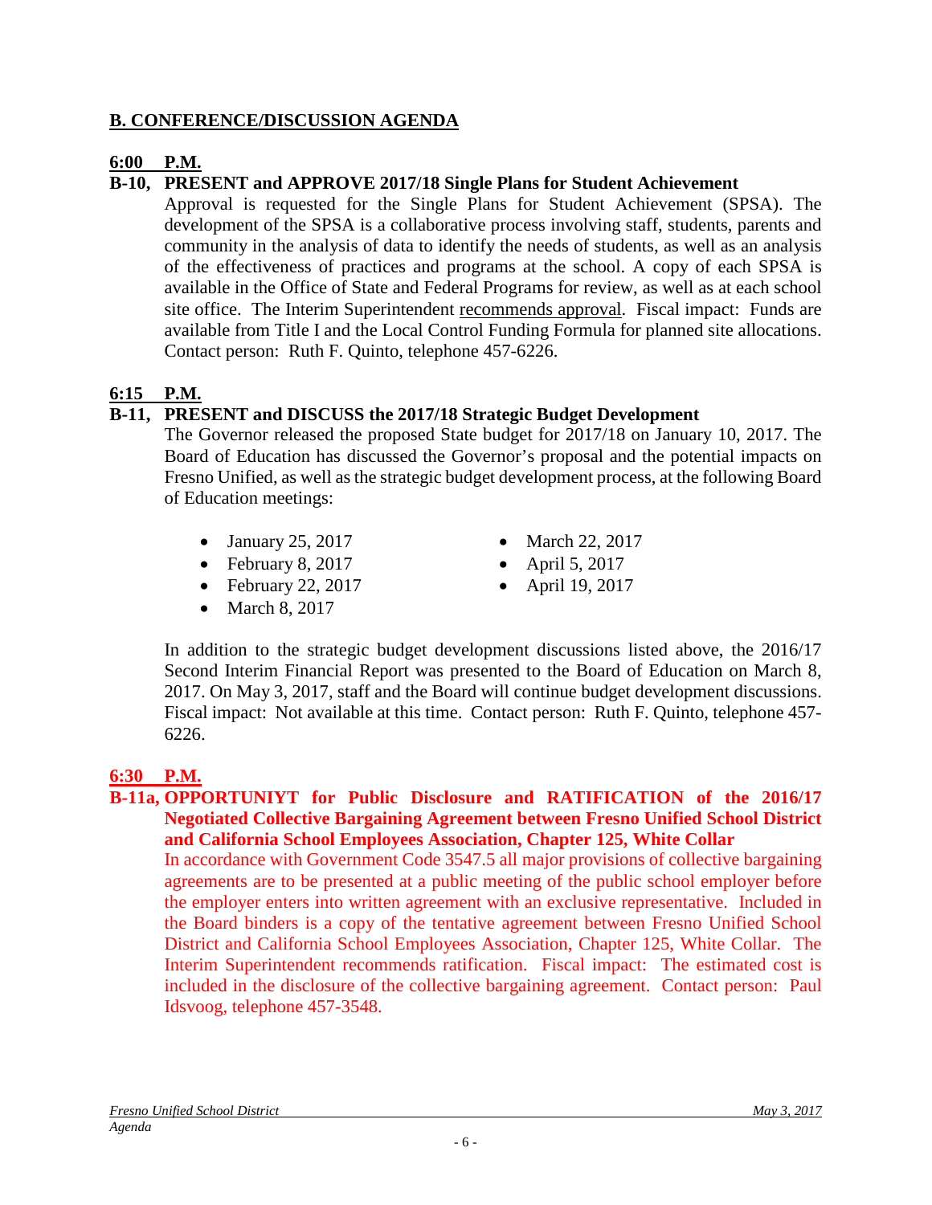## B. CONFERENCE/DISCUSSION AGENDA

**6:00 P.M.**

**B-10, PRESENT and APPROVE 2017/18 Single Plans for Student Achievement**

Approval is requested for the Single Plans for Student Achievement (SPSA). The development of the SPSA is a collaborative process involving staff, students, parents and community in the analysis of data to identify the needs of students, as well as an analysis of the effectiveness of practices and programs at the school. A copy of each SPSA is available in the Office of State and Federal Programs for review, as well as at each school site office. The Interim Superintendent recommends approval. Fiscal impact: Funds are available from Title I and the Local Control Funding Formula for planned site allocations. Contact person: Ruth F. Quinto, telephone 457-6226.

**6:15 P.M.**

**B-11, PRESENT and DISCUSS the 2017/18 Strategic Budget Development**

The Governor released the proposed State budget for 2017/18 on January 10, 2017. The Board of Education has discussed the Governor's proposal and the potential impacts on Fresno Unified, as well as the strategic budget development process, at the following Board of Education meetings:

- January 25, 2017
- February 8, 2017
- February 22, 2017
- March 8, 2017
- March 22, 2017
- April 5, 2017
- April 19, 2017

In addition to the strategic budget development discussions listed above, the 2016/17 Second Interim Financial Report was presented to the Board of Education on March 8, 2017. On May 3, 2017, staff and the Board will continue budget development discussions. Fiscal impact: Not available at this time. Contact person: Ruth F. Quinto, telephone 457-6226.

**6:30 P.M.**

**B-11a, OPPORTUNIYT for Public Disclosure and RATIFICATION of the 2016/17 Negotiated Collective Bargaining Agreement between Fresno Unified School District and California School Employees Association, Chapter 125, White Collar**

In accordance with Government Code 3547.5 all major provisions of collective bargaining agreements are to be presented at a public meeting of the public school employer before the employer enters into written agreement with an exclusive representative. Included in the Board binders is a copy of the tentative agreement between Fresno Unified School District and California School Employees Association, Chapter 125, White Collar. The Interim Superintendent recommends ratification. Fiscal impact: The estimated cost is included in the disclosure of the collective bargaining agreement. Contact person: Paul Idsvoog, telephone 457-3548.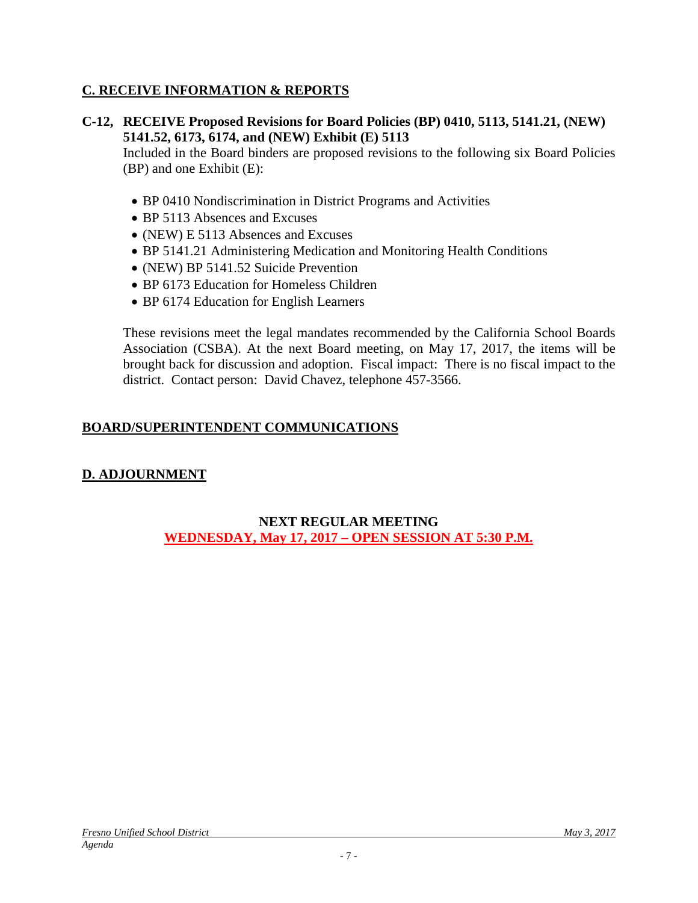## C. RECEIVE INFORMATION & REPORTS

**C-12, RECEIVE Proposed Revisions for Board Policies (BP) 0410, 5113, 5141.21, (NEW) 5141.52, 6173, 6174, and (NEW) Exhibit (E) 5113**

Included in the Board binders are proposed revisions to the following six Board Policies (BP) and one Exhibit (E):

- BP 0410 Nondiscrimination in District Programs and Activities
- BP 5113 Absences and Excuses
- (NEW) E 5113 Absences and Excuses
- BP 5141.21 Administering Medication and Monitoring Health Conditions
- (NEW) BP 5141.52 Suicide Prevention
- BP 6173 Education for Homeless Children
- BP 6174 Education for English Learners

These revisions meet the legal mandates recommended by the California School Boards Association (CSBA). At the next Board meeting, on May 17, 2017, the items will be brought back for discussion and adoption. Fiscal impact: There is no fiscal impact to the district. Contact person: David Chavez, telephone 457-3566.

## BOARD/SUPERINTENDENT COMMUNICATIONS

## D. ADJOURNMENT

**NEXT REGULAR MEETING**

**WEDNESDAY, May 17, 2017 – OPEN SESSION AT 5:30 P.M.**